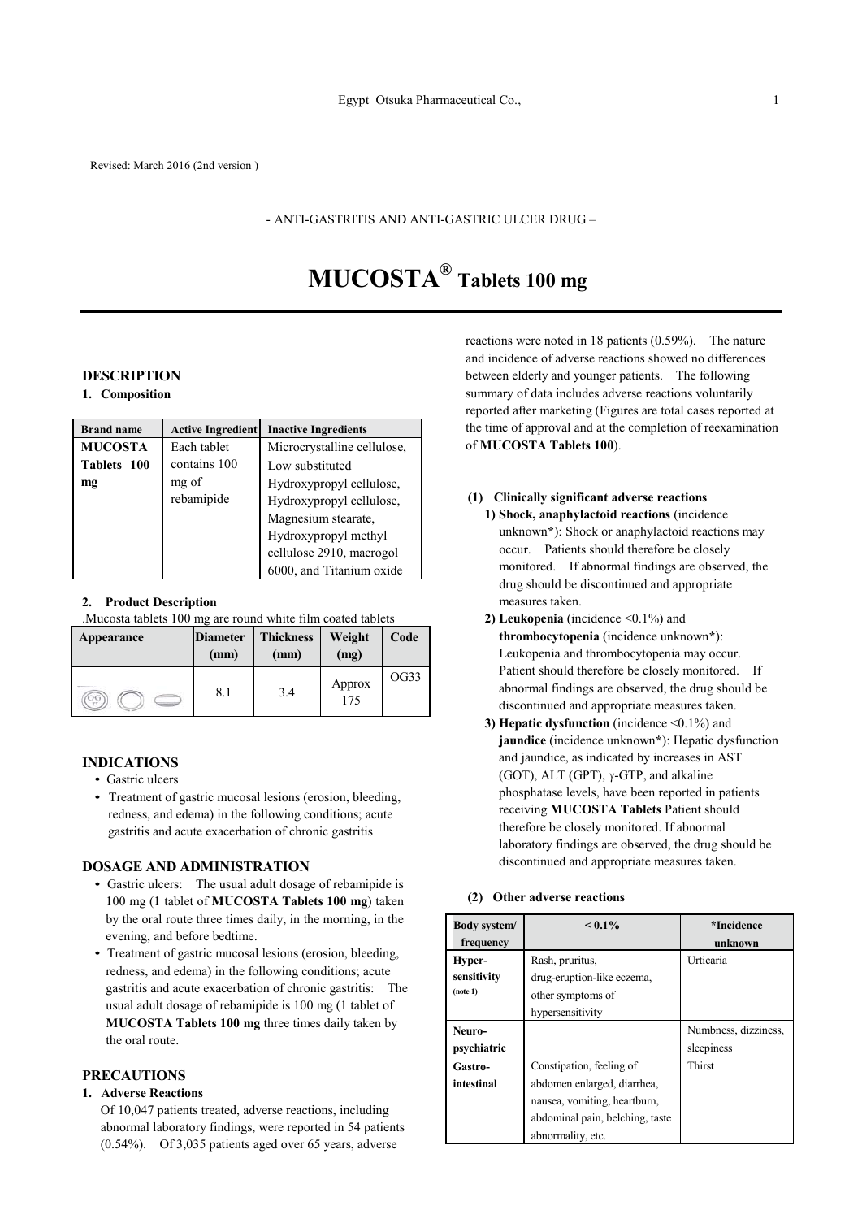Revised: March 2016 (2nd version )

- ANTI-GASTRITIS AND ANTI-GASTRIC ULCER DRUG –

# MUCOSTA® Tablets 100 mg

## DESCRIPTION

### 1. Composition

| Brand name | Active Ingredient | Inactive Ingredients |
|---|---|---|
| **MUCOSTA Tablets 100 mg** | Each tablet contains 100 mg of rebamipide | Microcrystalline cellulose, Low substituted Hydroxypropyl cellulose, Hydroxypropyl cellulose, Magnesium stearate, Hydroxypropyl methyl cellulose 2910, macrogol 6000, and Titanium oxide |

### 2. Product Description

.Mucosta tablets 100 mg are round white film coated tablets

| Appearance | Diameter (mm) | Thickness (mm) | Weight (mg) | Code |
|---|---|---|---|---|
| | 8.1 | 3.4 | Approx 175 | OG33 |

## INDICATIONS

- Gastric ulcers
- Treatment of gastric mucosal lesions (erosion, bleeding, redness, and edema) in the following conditions; acute gastritis and acute exacerbation of chronic gastritis

## DOSAGE AND ADMINISTRATION

- Gastric ulcers: The usual adult dosage of rebamipide is 100 mg (1 tablet of **MUCOSTA Tablets 100 mg**) taken by the oral route three times daily, in the morning, in the evening, and before bedtime.
- Treatment of gastric mucosal lesions (erosion, bleeding, redness, and edema) in the following conditions; acute gastritis and acute exacerbation of chronic gastritis: The usual adult dosage of rebamipide is 100 mg (1 tablet of **MUCOSTA Tablets 100 mg** three times daily taken by the oral route.

## PRECAUTIONS

### 1. Adverse Reactions

Of 10,047 patients treated, adverse reactions, including abnormal laboratory findings, were reported in 54 patients (0.54%). Of 3,035 patients aged over 65 years, adverse reactions were noted in 18 patients (0.59%). The nature and incidence of adverse reactions showed no differences between elderly and younger patients. The following summary of data includes adverse reactions voluntarily reported after marketing (Figures are total cases reported at the time of approval and at the completion of reexamination of **MUCOSTA Tablets 100**).

**(1) Clinically significant adverse reactions**

1) **Shock, anaphylactoid reactions** (incidence unknown*): Shock or anaphylactoid reactions may occur. Patients should therefore be closely monitored. If abnormal findings are observed, the drug should be discontinued and appropriate measures taken.

2) **Leukopenia** (incidence <0.1%) and **thrombocytopenia** (incidence unknown*): Leukopenia and thrombocytopenia may occur. Patient should therefore be closely monitored. If abnormal findings are observed, the drug should be discontinued and appropriate measures taken.

3) **Hepatic dysfunction** (incidence <0.1%) and **jaundice** (incidence unknown*): Hepatic dysfunction and jaundice, as indicated by increases in AST (GOT), ALT (GPT), γ-GTP, and alkaline phosphatase levels, have been reported in patients receiving **MUCOSTA Tablets** Patient should therefore be closely monitored. If abnormal laboratory findings are observed, the drug should be discontinued and appropriate measures taken.

**(2) Other adverse reactions**

| Body system/ frequency | < 0.1% | *Incidence unknown |
|---|---|---|
| **Hyper-sensitivity** (note 1) | Rash, pruritus, drug-eruption-like eczema, other symptoms of hypersensitivity | Urticaria |
| **Neuro-psychiatric** | | Numbness, dizziness, sleepiness |
| **Gastro-intestinal** | Constipation, feeling of abdomen enlarged, diarrhea, nausea, vomiting, heartburn, abdominal pain, belching, taste abnormality, etc. | Thirst |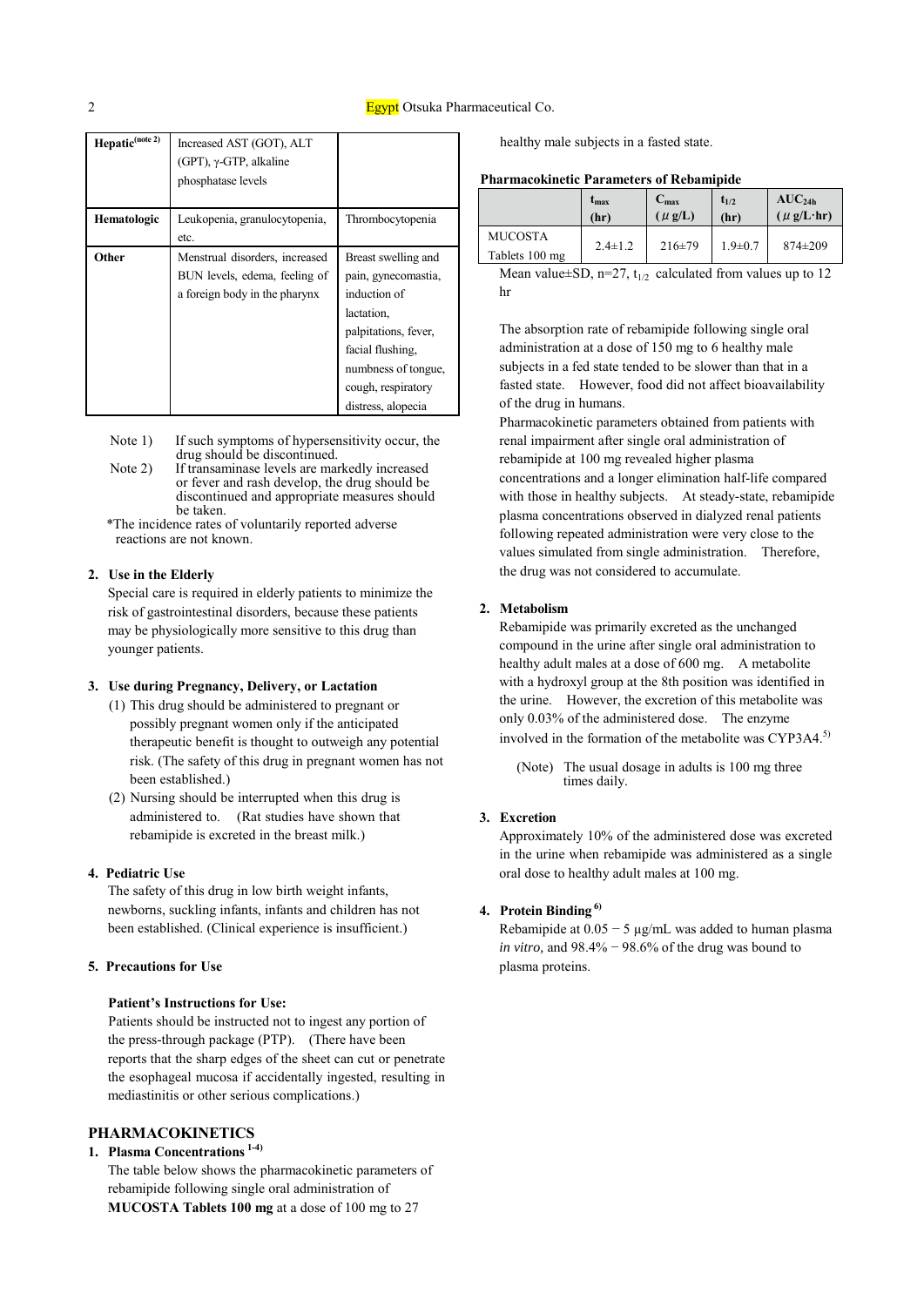| Hepatic(note 2) | Increased AST (GOT), ALT (GPT), γ-GTP, alkaline phosphatase levels | |
| --- | --- | --- |
| Hematologic | Leukopenia, granulocytopenia, etc. | Thrombocytopenia |
| Other | Menstrual disorders, increased BUN levels, edema, feeling of a foreign body in the pharynx | Breast swelling and pain, gynecomastia, induction of lactation, palpitations, fever, facial flushing, numbness of tongue, cough, respiratory distress, alopecia |

Note 1) If such symptoms of hypersensitivity occur, the drug should be discontinued.

Note 2) If transaminase levels are markedly increased or fever and rash develop, the drug should be discontinued and appropriate measures should be taken.

*The incidence rates of voluntarily reported adverse reactions are not known.

**2. Use in the Elderly**

Special care is required in elderly patients to minimize the risk of gastrointestinal disorders, because these patients may be physiologically more sensitive to this drug than younger patients.

**3. Use during Pregnancy, Delivery, or Lactation**

(1) This drug should be administered to pregnant or possibly pregnant women only if the anticipated therapeutic benefit is thought to outweigh any potential risk. (The safety of this drug in pregnant women has not been established.)

(2) Nursing should be interrupted when this drug is administered to. (Rat studies have shown that rebamipide is excreted in the breast milk.)

**4. Pediatric Use**

The safety of this drug in low birth weight infants, newborns, suckling infants, infants and children has not been established. (Clinical experience is insufficient.)

**5. Precautions for Use**

**Patient's Instructions for Use:**

Patients should be instructed not to ingest any portion of the press-through package (PTP). (There have been reports that the sharp edges of the sheet can cut or penetrate the esophageal mucosa if accidentally ingested, resulting in mediastinitis or other serious complications.)

## PHARMACOKINETICS

**1. Plasma Concentrations [1-4)]**

The table below shows the pharmacokinetic parameters of rebamipide following single oral administration of **MUCOSTA Tablets 100 mg** at a dose of 100 mg to 27 healthy male subjects in a fasted state.

**Pharmacokinetic Parameters of Rebamipide**

| | $t_{max}$ (hr) | $C_{max}$ ($\mu$g/L) | $t_{1/2}$ (hr) | $AUC_{24h}$ ($\mu$g/L·hr) |
| --- | --- | --- | --- | --- |
| MUCOSTA Tablets 100 mg | 2.4±1.2 | 216±79 | 1.9±0.7 | 874±209 |

Mean value±SD, n=27, $t_{1/2}$ calculated from values up to 12 hr

The absorption rate of rebamipide following single oral administration at a dose of 150 mg to 6 healthy male subjects in a fed state tended to be slower than that in a fasted state. However, food did not affect bioavailability of the drug in humans.

Pharmacokinetic parameters obtained from patients with renal impairment after single oral administration of rebamipide at 100 mg revealed higher plasma concentrations and a longer elimination half-life compared with those in healthy subjects. At steady-state, rebamipide plasma concentrations observed in dialyzed renal patients following repeated administration were very close to the values simulated from single administration. Therefore, the drug was not considered to accumulate.

**2. Metabolism**

Rebamipide was primarily excreted as the unchanged compound in the urine after single oral administration to healthy adult males at a dose of 600 mg. A metabolite with a hydroxyl group at the 8th position was identified in the urine. However, the excretion of this metabolite was only 0.03% of the administered dose. The enzyme involved in the formation of the metabolite was CYP3A4.[5)]

(Note) The usual dosage in adults is 100 mg three times daily.

**3. Excretion**

Approximately 10% of the administered dose was excreted in the urine when rebamipide was administered as a single oral dose to healthy adult males at 100 mg.

**4. Protein Binding [6)]**

Rebamipide at 0.05 − 5 μg/mL was added to human plasma *in vitro*, and 98.4% − 98.6% of the drug was bound to plasma proteins.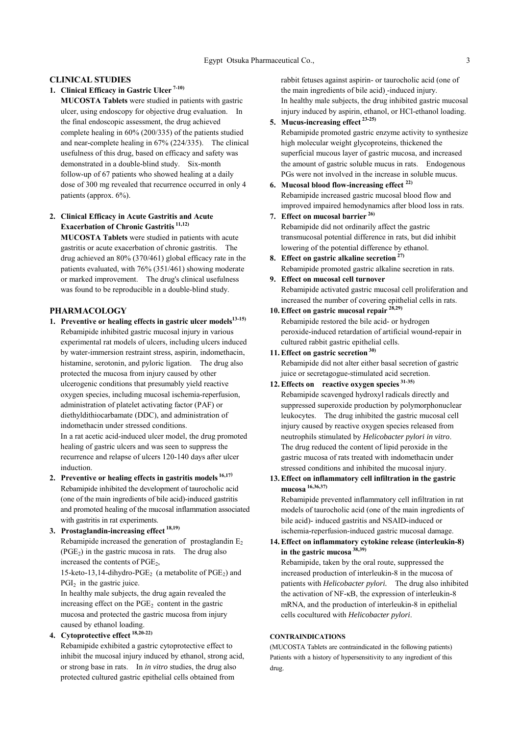## CLINICAL STUDIES

### 1. Clinical Efficacy in Gastric Ulcer [7-10]

**MUCOSTA Tablets** were studied in patients with gastric ulcer, using endoscopy for objective drug evaluation. In the final endoscopic assessment, the drug achieved complete healing in 60% (200/335) of the patients studied and near-complete healing in 67% (224/335). The clinical usefulness of this drug, based on efficacy and safety was demonstrated in a double-blind study. Six-month follow-up of 67 patients who showed healing at a daily dose of 300 mg revealed that recurrence occurred in only 4 patients (approx. 6%).

### 2. Clinical Efficacy in Acute Gastritis and Acute Exacerbation of Chronic Gastritis [11,12]

**MUCOSTA Tablets** were studied in patients with acute gastritis or acute exacerbation of chronic gastritis. The drug achieved an 80% (370/461) global efficacy rate in the patients evaluated, with 76% (351/461) showing moderate or marked improvement. The drug's clinical usefulness was found to be reproducible in a double-blind study.

## PHARMACOLOGY

### 1. Preventive or healing effects in gastric ulcer models[13-15]

Rebamipide inhibited gastric mucosal injury in various experimental rat models of ulcers, including ulcers induced by water-immersion restraint stress, aspirin, indomethacin, histamine, serotonin, and pyloric ligation. The drug also protected the mucosa from injury caused by other ulcerogenic conditions that presumably yield reactive oxygen species, including mucosal ischemia-reperfusion, administration of platelet activating factor (PAF) or diethyldithiocarbamate (DDC), and administration of indomethacin under stressed conditions.

In a rat acetic acid-induced ulcer model, the drug promoted healing of gastric ulcers and was seen to suppress the recurrence and relapse of ulcers 120-140 days after ulcer induction.

### 2. Preventive or healing effects in gastritis models [16,17]

Rebamipide inhibited the development of taurocholic acid (one of the main ingredients of bile acid)-induced gastritis and promoted healing of the mucosal inflammation associated with gastritis in rat experiments.

### 3. Prostaglandin-increasing effect [18,19]

Rebamipide increased the generation of prostaglandin $E_2$ ($PGE_2$) in the gastric mucosa in rats. The drug also increased the contents of $PGE_2$, 15-keto-13,14-dihydro-$PGE_2$ (a metabolite of $PGE_2$) and $PGI_2$ in the gastric juice.

In healthy male subjects, the drug again revealed the increasing effect on the $PGE_2$ content in the gastric mucosa and protected the gastric mucosa from injury caused by ethanol loading.

### 4. Cytoprotective effect [18,20-22]

Rebamipide exhibited a gastric cytoprotective effect to inhibit the mucosal injury induced by ethanol, strong acid, or strong base in rats. In *in vitro* studies, the drug also protected cultured gastric epithelial cells obtained from rabbit fetuses against aspirin- or taurocholic acid (one of the main ingredients of bile acid) -induced injury.

In healthy male subjects, the drug inhibited gastric mucosal injury induced by aspirin, ethanol, or HCl-ethanol loading.

### 5. Mucus-increasing effect [23-25]

Rebamipide promoted gastric enzyme activity to synthesize high molecular weight glycoproteins, thickened the superficial mucous layer of gastric mucosa, and increased the amount of gastric soluble mucus in rats. Endogenous PGs were not involved in the increase in soluble mucus.

### 6. Mucosal blood flow-increasing effect [22]

Rebamipide increased gastric mucosal blood flow and improved impaired hemodynamics after blood loss in rats.

### 7. Effect on mucosal barrier [26]

Rebamipide did not ordinarily affect the gastric transmucosal potential difference in rats, but did inhibit lowering of the potential difference by ethanol.

### 8. Effect on gastric alkaline secretion [27]

Rebamipide promoted gastric alkaline secretion in rats.

### 9. Effect on mucosal cell turnover

Rebamipide activated gastric mucosal cell proliferation and increased the number of covering epithelial cells in rats.

### 10. Effect on gastric mucosal repair [28,29]

Rebamipide restored the bile acid- or hydrogen peroxide-induced retardation of artificial wound-repair in cultured rabbit gastric epithelial cells.

### 11. Effect on gastric secretion [30]

Rebamipide did not alter either basal secretion of gastric juice or secretagogue-stimulated acid secretion.

### 12. Effects on reactive oxygen species [31-35]

Rebamipide scavenged hydroxyl radicals directly and suppressed superoxide production by polymorphonuclear leukocytes. The drug inhibited the gastric mucosal cell injury caused by reactive oxygen species released from neutrophils stimulated by *Helicobacter pylori in vitro*. The drug reduced the content of lipid peroxide in the gastric mucosa of rats treated with indomethacin under stressed conditions and inhibited the mucosal injury.

### 13. Effect on inflammatory cell infiltration in the gastric mucosa [16,36,37]

Rebamipide prevented inflammatory cell infiltration in rat models of taurocholic acid (one of the main ingredients of bile acid)- induced gastritis and NSAID-induced or ischemia-reperfusion-induced gastric mucosal damage.

### 14. Effect on inflammatory cytokine release (interleukin-8) in the gastric mucosa [38,39]

Rebamipide, taken by the oral route, suppressed the increased production of interleukin-8 in the mucosa of patients with *Helicobacter pylori*. The drug also inhibited the activation of NF-κB, the expression of interleukin-8 mRNA, and the production of interleukin-8 in epithelial cells cocultured with *Helicobacter pylori*.

## CONTRAINDICATIONS

(MUCOSTA Tablets are contraindicated in the following patients)

Patients with a history of hypersensitivity to any ingredient of this drug.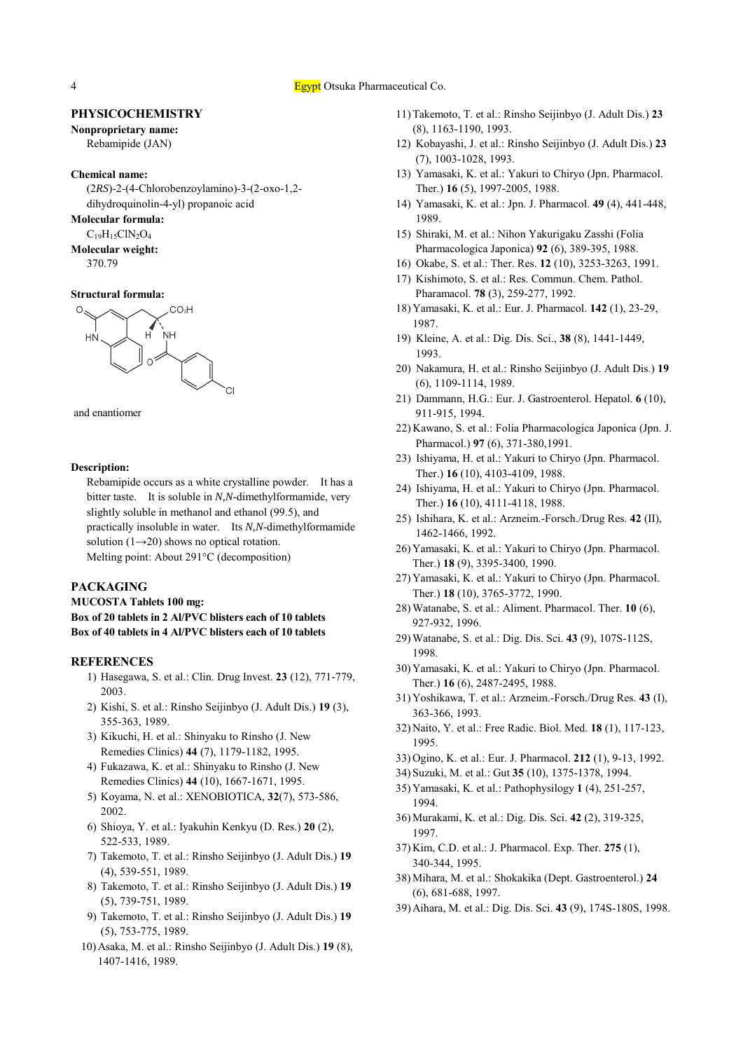## PHYSICOCHEMISTRY

**Nonproprietary name:**
Rebamipide (JAN)

**Chemical name:**
(2*RS*)-2-(4-Chlorobenzoylamino)-3-(2-oxo-1,2-dihydroquinolin-4-yl) propanoic acid

**Molecular formula:**
$C_{19}H_{15}ClN_2O_4$

**Molecular weight:**
370.79

**Structural formula:**

and enantiomer

**Description:**
Rebamipide occurs as a white crystalline powder. It has a bitter taste. It is soluble in *N,N*-dimethylformamide, very slightly soluble in methanol and ethanol (99.5), and practically insoluble in water. Its *N,N*-dimethylformamide solution (1→20) shows no optical rotation.
Melting point: About 291°C (decomposition)

## PACKAGING

**MUCOSTA Tablets 100 mg:**
**Box of 20 tablets in 2 Al/PVC blisters each of 10 tablets**
**Box of 40 tablets in 4 Al/PVC blisters each of 10 tablets**

## REFERENCES

1) Hasegawa, S. et al.: Clin. Drug Invest. **23** (12), 771-779, 2003.
2) Kishi, S. et al.: Rinsho Seijinbyo (J. Adult Dis.) **19** (3), 355-363, 1989.
3) Kikuchi, H. et al.: Shinyaku to Rinsho (J. New Remedies Clinics) **44** (7), 1179-1182, 1995.
4) Fukazawa, K. et al.: Shinyaku to Rinsho (J. New Remedies Clinics) **44** (10), 1667-1671, 1995.
5) Koyama, N. et al.: XENOBIOTICA, **32**(7), 573-586, 2002.
6) Shioya, Y. et al.: Iyakuhin Kenkyu (D. Res.) **20** (2), 522-533, 1989.
7) Takemoto, T. et al.: Rinsho Seijinbyo (J. Adult Dis.) **19** (4), 539-551, 1989.
8) Takemoto, T. et al.: Rinsho Seijinbyo (J. Adult Dis.) **19** (5), 739-751, 1989.
9) Takemoto, T. et al.: Rinsho Seijinbyo (J. Adult Dis.) **19** (5), 753-775, 1989.
10) Asaka, M. et al.: Rinsho Seijinbyo (J. Adult Dis.) **19** (8), 1407-1416, 1989.
11) Takemoto, T. et al.: Rinsho Seijinbyo (J. Adult Dis.) **23** (8), 1163-1190, 1993.
12) Kobayashi, J. et al.: Rinsho Seijinbyo (J. Adult Dis.) **23** (7), 1003-1028, 1993.
13) Yamasaki, K. et al.: Yakuri to Chiryo (Jpn. Pharmacol. Ther.) **16** (5), 1997-2005, 1988.
14) Yamasaki, K. et al.: Jpn. J. Pharmacol. **49** (4), 441-448, 1989.
15) Shiraki, M. et al.: Nihon Yakurigaku Zasshi (Folia Pharmacologica Japonica) **92** (6), 389-395, 1988.
16) Okabe, S. et al.: Ther. Res. **12** (10), 3253-3263, 1991.
17) Kishimoto, S. et al.: Res. Commun. Chem. Pathol. Pharamacol. **78** (3), 259-277, 1992.
18) Yamasaki, K. et al.: Eur. J. Pharmacol. **142** (1), 23-29, 1987.
19) Kleine, A. et al.: Dig. Dis. Sci., **38** (8), 1441-1449, 1993.
20) Nakamura, H. et al.: Rinsho Seijinbyo (J. Adult Dis.) **19** (6), 1109-1114, 1989.
21) Dammann, H.G.: Eur. J. Gastroenterol. Hepatol. **6** (10), 911-915, 1994.
22) Kawano, S. et al.: Folia Pharmacologica Japonica (Jpn. J. Pharmacol.) **97** (6), 371-380,1991.
23) Ishiyama, H. et al.: Yakuri to Chiryo (Jpn. Pharmacol. Ther.) **16** (10), 4103-4109, 1988.
24) Ishiyama, H. et al.: Yakuri to Chiryo (Jpn. Pharmacol. Ther.) **16** (10), 4111-4118, 1988.
25) Ishihara, K. et al.: Arzneim.-Forsch./Drug Res. **42** (II), 1462-1466, 1992.
26) Yamasaki, K. et al.: Yakuri to Chiryo (Jpn. Pharmacol. Ther.) **18** (9), 3395-3400, 1990.
27) Yamasaki, K. et al.: Yakuri to Chiryo (Jpn. Pharmacol. Ther.) **18** (10), 3765-3772, 1990.
28) Watanabe, S. et al.: Aliment. Pharmacol. Ther. **10** (6), 927-932, 1996.
29) Watanabe, S. et al.: Dig. Dis. Sci. **43** (9), 107S-112S, 1998.
30) Yamasaki, K. et al.: Yakuri to Chiryo (Jpn. Pharmacol. Ther.) **16** (6), 2487-2495, 1988.
31) Yoshikawa, T. et al.: Arzneim.-Forsch./Drug Res. **43** (I), 363-366, 1993.
32) Naito, Y. et al.: Free Radic. Biol. Med. **18** (1), 117-123, 1995.
33) Ogino, K. et al.: Eur. J. Pharmacol. **212** (1), 9-13, 1992.
34) Suzuki, M. et al.: Gut **35** (10), 1375-1378, 1994.
35) Yamasaki, K. et al.: Pathophysilogy **1** (4), 251-257, 1994.
36) Murakami, K. et al.: Dig. Dis. Sci. **42** (2), 319-325, 1997.
37) Kim, C.D. et al.: J. Pharmacol. Exp. Ther. **275** (1), 340-344, 1995.
38) Mihara, M. et al.: Shokakika (Dept. Gastroenterol.) **24** (6), 681-688, 1997.
39) Aihara, M. et al.: Dig. Dis. Sci. **43** (9), 174S-180S, 1998.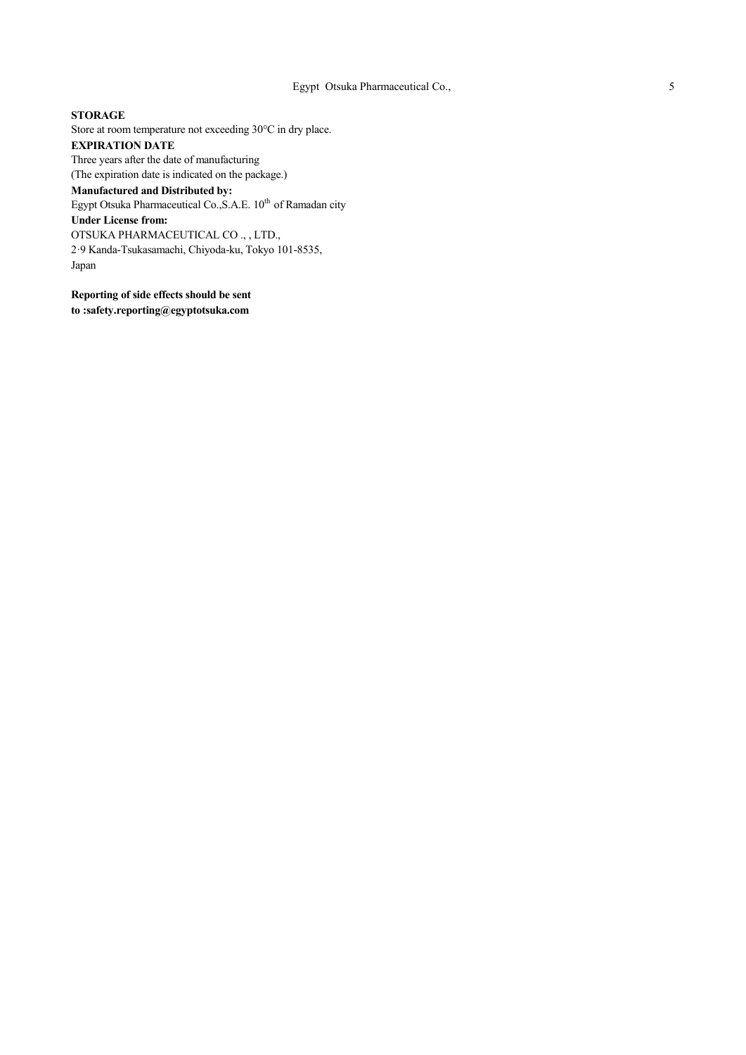**STORAGE**

Store at room temperature not exceeding 30°C in dry place.

**EXPIRATION DATE**

Three years after the date of manufacturing

(The expiration date is indicated on the package.)

**Manufactured and Distributed by:**

Egypt Otsuka Pharmaceutical Co.,S.A.E. $10^{th}$ of Ramadan city

**Under License from:**

OTSUKA PHARMACEUTICAL CO ., , LTD.,

2·9 Kanda-Tsukasamachi, Chiyoda-ku, Tokyo 101-8535,

Japan

**Reporting of side effects should be sent to :safety.reporting@egyptotsuka.com**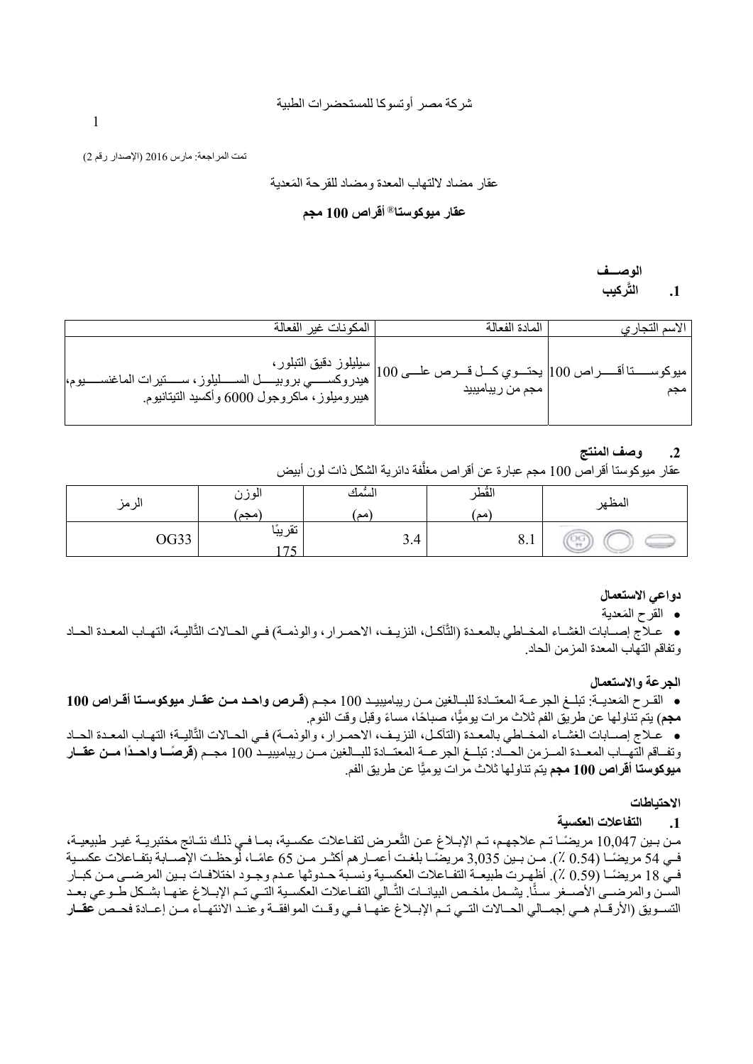شركة مصر أوتسوكا للمستحضرات الطبية

تمت المراجعة: مارس 2016 (الإصدار رقم 2)

عقار مضاد لالتهاب المعدة ومضاد للقرحة المَعدية

## عقار ميوكوستا® أقراص 100 مجم

### الوصــف

### 1. التَّركيب

| الاسم التجاري | المادة الفعالة | المكونات غير الفعالة |
|---|---|---|
| ميوكوســـتا أقـــراص 100 مجم | يحتـــوي كـــل قـــرص علـــى 100 مجم من ريباميبيد | سيليلوز دقيق التبلور، هيدروكســـي بروبيـــل الســـليلوز، ســـتيرات الماغنســـيوم، هيبروميلوز، ماكروجول 6000 وأكسيد التيتانيوم. |

### 2. وصف المنتج

عقار ميوكوستا أقراص 100 مجم عبارة عن أقراص مغلَّفة دائرية الشكل ذات لون أبيض

| المظهر | القُطر (مم) | السُّمك (مم) | الوزن (مجم) | الرمز |
|---|---|---|---|---|
| | 8.1 | 3.4 | تقريبًا 175 | OG33 |

### دواعي الاستعمال

- القرح المَعدية
- عـلاج إصـابات الغشـاء المخـاطي بالمعـدة (التَّآكـل، النزيـف، الاحمـرار، والوذمـة) فـي الحـالات التَّاليـة، التهـاب المعـدة الحـاد وتفاقم التهاب المعدة المزمن الحاد.

### الجرعة والاستعمال

- القـرح المَعديـة: تبلـغ الجرعـة المعتـادة للبـالغين مـن ريباميبيـد 100 مجـم (**قـرص واحـد مـن عقـار ميوكوسـتا أقـراص 100 مجم**) يتم تناولها عن طريق الفم ثلاث مرات يوميًّا، صباحًا، مساءً وقبل وقت النوم.
- عـلاج إصـابات الغشـاء المخـاطي بالمعـدة (التآكـل، النزيـف، الاحمـرار، والوذمـة) فـي الحـالات التَّاليـة؛ التهـاب المعـدة الحـاد وتفـاقم التهـاب المعـدة المـزمن الحـاد: تبلـغ الجرعـة المعتـادة للبـالغين مـن ريباميبيـد 100 مجـم (**قرصًـا واحـدًا مـن عقـار ميوكوستا أقراص 100 مجم** يتم تناولها ثلاث مرات يوميًّا عن طريق الفم.

### الاحتياطات

#### 1. التفاعلات العكسية

مـن بـين 10,047 مريضًـا تـم علاجهـم، تـم الإبـلاغ عـن التَّعـرض لتفـاعلات عكسـية، بمـا فـي ذلـك نتـائج مختبريـة غيـر طبيعيـة، فـي 54 مريضًـا (0.54 ٪). مـن بـين 3,035 مريضًـا بلغـت أعمـارهم أكثـر مـن 65 عامًـا، لُوحظـت الإصـابة بتفـاعلات عكسـية فـي 18 مريضًـا (0.59 ٪). أظهـرت طبيعـة التفـاعلات العكسـية ونسـبة حـدوثها عـدم وجـود اختلافـات بـين المرضـى مـن كبـار السـن والمرضـى الأصـغر سـنًّا. يشـمل ملخـص البيانـات التَّـالي التفـاعلات العكسـية التـي تـم الإبـلاغ عنهـا بشـكل طـوعي بعـد التسـويق (الأرقـام هـي إجمـالي الحـالات التـي تـم الإبـلاغ عنهـا فـي وقـت الموافقـة وعنـد الانتهـاء مـن إعـادة فحـص **عقـار**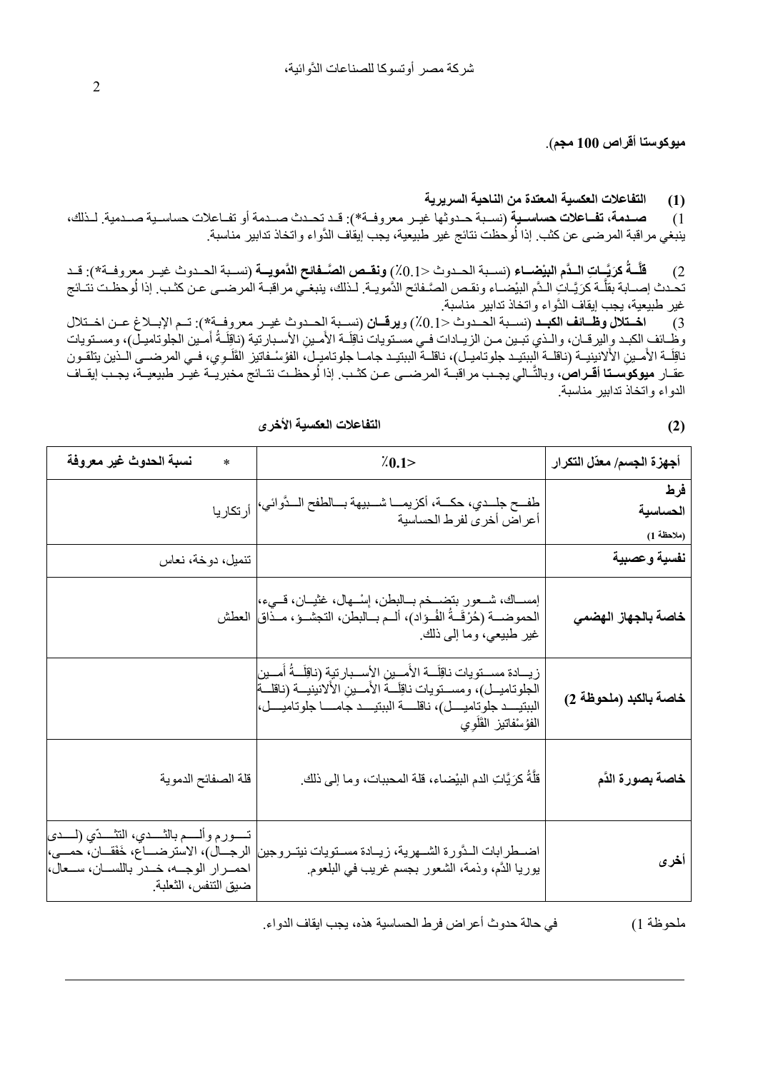شركة مصر أوتسوكا للصناعات الدَّوائية،

**ميوكوستا أقراص 100 مجم**).

**(1) التفاعلات العكسية المعتدة من الناحية السريرية**

1) **صدمة، تفاعلات حساسية** (نسبة حدوثها غير معروفة*): قد تحدث صدمة أو تفاعلات حساسية صدمية. لذلك، ينبغي مراقبة المرضى عن كثب. إذا لُوحظت نتائج غير طبيعية، يجب إيقاف الدَّواء واتخاذ تدابير مناسبة.

2) **قِلَّةُ كرَيَّاتِ الدَّم البيْضاء** (نسبة الحدوث <0.1٪) **ونقص الصَّفائح الدَّموية** (نسبة الحدوث غير معروفة*): قد تحدث إصابة بقِلَّة كرَيَّاتِ الدَّم البيْضاء ونقص الصَّفائح الدَّموية. لذلك، ينبغي مراقبة المرضى عن كثب. إذا لُوحظت نتائج غير طبيعية، يجب إيقاف الدَّواء واتخاذ تدابير مناسبة.

3) **اختلال وظائف الكبد** (نسبة الحدوث <0.1٪) **ويرقان** (نسبة الحدوث غير معروفة*): تم الإبلاغ عن اختلال وظائف الكبد واليرقان، والذي تبين من الزيادات في مستويات ناقِلَة الأَمينِ الأسبارتية (ناقِلَةُ أَمينِ الجلوتاميل)، ومستويات ناقِلَة الأَمينِ الألانينية (ناقلة الببتيد جلوتاميل)، ناقلة الببتيد جاما جلوتاميل، الفوُسْفاتيز القَلَوِي، في المرضى الذين يتلقون عقار **ميوكوستا أقراص**، وبالتَّالي يجب مراقبة المرضى عن كثب. إذا لُوحظت نتائج مخبرية غير طبيعية، يجب إيقاف الدواء واتخاذ تدابير مناسبة.

**(2) التفاعلات العكسية الأخرى**

| أجهزة الجسم/ معدّل التكرار | <0.1٪ | نسبة الحدوث غير معروفة * |
|---|---|---|
| **فرط الحساسية** (ملاحظة 1) | طفح جلدي، حكة، أكزيما شبيهة بالطفح الدَّوائي، أعراض أخرى لفرط الحساسية | أرتكاريا |
| **نفسية وعصبية** | | تنميل، دوخة، نعاس |
| **خاصة بالجهاز الهضمي** | إمساك، شعور بتضخم بالبطن، إسْهال، غثيان، قيء، الحموضة (حُرْقَةُ الفُؤاد)، ألم بالبطن، التجشؤ، مذاق غير طبيعي، وما إلى ذلك. | العطش |
| **خاصة بالكبد (ملحوظة 2)** | زيادة مستويات ناقِلَة الأَمينِ الأسبارتية (ناقِلَةُ أَمينِ الجلوتاميل)، ومستويات ناقِلَة الأَمينِ الألانينية (ناقلة الببتيد جلوتاميل)، ناقلة الببتيد جاما جلوتاميل، الفوُسْفاتيز القَلَوِي | |
| **خاصة بصورة الدَّم** | قِلَّةُ كرَيَّاتِ الدم البيْضاء، قلة المحببات، وما إلى ذلك. | قلة الصفائح الدموية |
| **أخرى** | اضطرابات الدَّورة الشهرية، زيادة مستويات نيتروجين يوريا الدَّم، وذمة، الشعور بجسم غريب في البلعوم. | تورم وألم بالثدي، التثدّي (لدى الرجال)، الاسترضاع، خَفَقان، حمى، احمرار الوجه، خدر باللسان، سعال، ضيق التنفس، الثعلبة. |

ملحوظة 1) في حالة حدوث أعراض فرط الحساسية هذه، يجب ايقاف الدواء.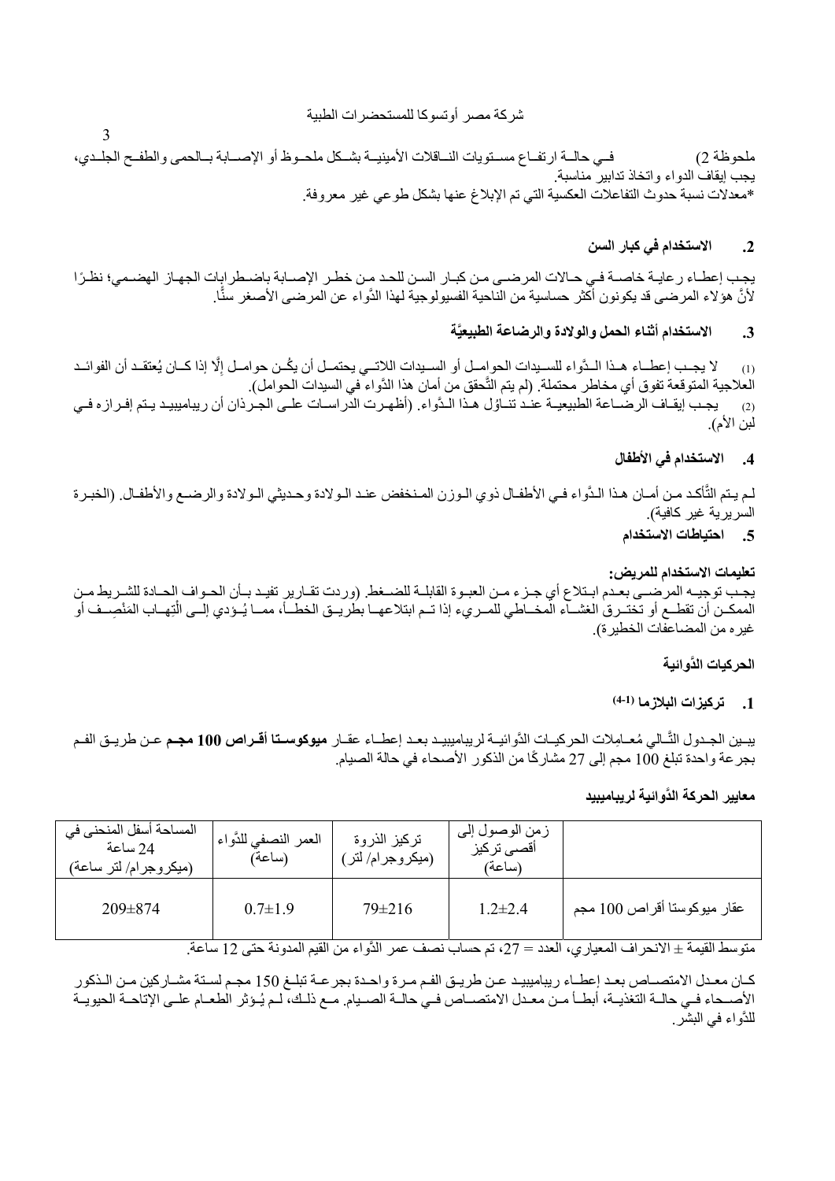ملحوظة 2) فــي حالــة ارتفــاع مســتويات النــاقلات الأمينيــة بشــكل ملحــوظ أو الإصـــابة بــالحمى والطفــح الجلــدي، يجب إيقاف الدواء واتخاذ تدابير مناسبة.

*معدلات نسبة حدوث التفاعلات العكسية التي تم الإبلاغ عنها بشكل طوعي غير معروفة.

### 2. الاستخدام في كبار السن

يجب إعطـاء رعايـة خاصــة فـي حـالات المرضــى مـن كبـار السـن للحـد مـن خطـر الإصــابة باضـطرابات الجهـاز الهضـمي؛ نظـرًا لأنَّ هؤلاء المرضى قد يكونون أكثر حساسية من الناحية الفسيولوجية لهذا الدَّواء عن المرضى الأصغر سنًّا.

### 3. الاستخدام أثناء الحمل والولادة والرضاعة الطبيعيَّة

(1) لا يجــب إعطـــاء هــذا الــدَّواء للســيدات الحوامــل أو الســيدات اللاتـــي يحتمــل أن يكُــن حوامــل إلَّا إذا كــان يُعتقــد أن الفوائــد العلاجية المتوقعة تفوق أي مخاطر محتملة. (لم يتم التَّحقق من أمان هذا الدَّواء في السيدات الحوامل).

(2) يجــب إيقــاف الرضـــاعة الطبيعيــة عنــد تنــاوُل هــذا الــدَّواء. (أظهــرت الدراســات علــى الجــرذان أن ريباميبيــد يــتم إفــرازه فــي لبن الأم).

### 4. الاستخدام في الأطفال

لـم يـتم التَّأكـد مـن أمـان هـذا الـدَّواء فـي الأطفـال ذوي الـوزن المـنخفض عنـد الـولادة وحـديثي الـولادة والرضـع والأطفـال. (الخبـرة السريرية غير كافية).

### 5. احتياطات الاستخدام

**تعليمات الاستخدام للمريض:**

يجـب توجيــه المرضـــى بعـدم ابـتلاع أي جـزء مـن العبـوة القابلـة للضـغط. (وردت تقـارير تفيـد بـأن الحـواف الحـادة للشـريط مـن الممكــن أن تقطــع أو تختــرق الغشـــاء المخـــاطي للمــريء إذا تــم ابتلاعهـــا بطريـــق الخطـــأ، ممـــا يُـــؤدي إلـــى الْتِهـــاب المَنْصِـــف أو غيره من المضاعفات الخطيرة).

## الحركيات الدَّوائية

### 1. تركيزات البلازما [1-4]

يبـين الجـدول التَّـالي مُعـاملات الحركيـات الدَّوائيـة لريباميبيـد بعـد إعطـاء عقـار **ميوكوسـتا أقـراص 100 مجـم** عـن طريـق الفـم بجرعة واحدة تبلغ 100 مجم إلى 27 مشاركًا من الذكور الأصحاء في حالة الصيام.

**معايير الحركة الدَّوائية لريباميبيد**

| | زمن الوصول إلى أقصى تركيز (ساعة) | تركيز الذروة (ميكروجرام/ لتر) | العمر النصفي للدَّواء (ساعة) | المساحة أسفل المنحنى في 24 ساعة (ميكروجرام/ لتر ساعة) |
|---|---|---|---|---|
| عقار ميوكوستا أقراص 100 مجم | 1.2±2.4 | 79±216 | 0.7±1.9 | 209±874 |

متوسط القيمة ± الانحراف المعياري، العدد = 27، تم حساب نصف عمر الدَّواء من القيم المدونة حتى 12 ساعة.

كــان معــدل الامتصـــاص بعــد إعطــاء ريباميبيــد عــن طريــق الفــم مــرة واحــدة بجرعــة تبلــغ 150 مجــم لســتة مشـــاركين مــن الــذكور الأصــحاء فــي حالـــة التغذيـــة، أبطـــأ مـــن معـــدل الامتصـــاص فـــي حالـــة الصـــيام. مـــع ذلـــك، لـــم يُـــؤثر الطعـــام علـــى الإتاحـــة الحيويـــة للدَّواء في البشر.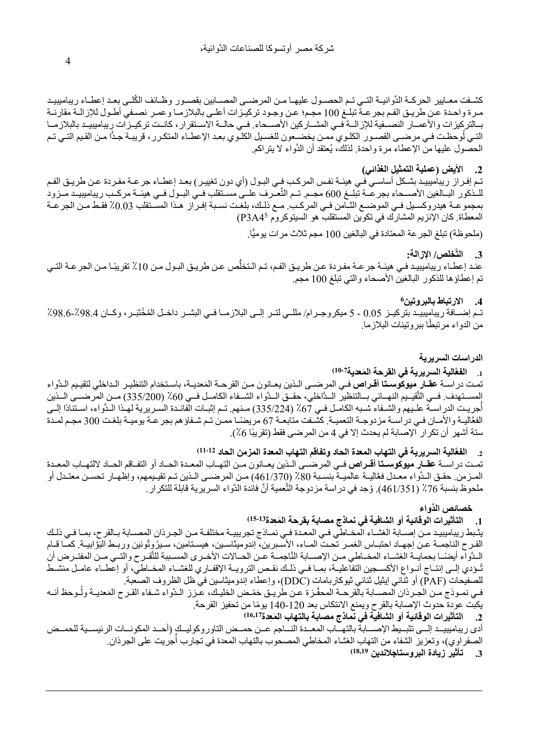كشفت معايير الحركة الدَّوائية التي تم الحصول عليها من المرضى المصابين بقصور وظائف الكُلى بعد إعطاء ريباميبيد مرة واحدة عن طريق الفم بجرعة تبلغ 100 مجم؛ عن وجود تركيزات أعلى بالبلازما وعمر نصفي أطول للإزالة مقارنة بالتركيزات والأعمار النصفية للإزالة في المشاركين الأصحاء. في حالة الاستقرار، كانت تركيزات ريباميبيد بالبلازما التي لُوحظت في مرضى القصور الكلوي ممن يخضعون للغسيل الكلوي بعد الإعطاء المتكرر، قريبة جدًّا من القيم التي تم الحصول عليها من الإعطاء مرة واحدة. لذلك، يُعتقد أن الدَّواء لا يتراكم.

### 2. الأيض (عملية التمثيل الغذائي)

تم إفراز ريباميبيد بشكل أساسي في هيئة نفس المركب في البول (أي دون تغيير) بعد إعطاء جرعة مفردة عن طريق الفم للذكور البالغين الأصحاء بجرعة تبلغ 600 مجم. تم التَّعرف على مستقلب في البول في هيئة مركب ريباميبيد مزود بمجموعة هيدروكسيل في الموضع الثامن في المركب. مع ذلك، بلغت نسبة إفراز هذا المستقلب 0.03٪ فقط من الجرعة المعطاة. كان الإنزيم المشارك في تكوين المستقلب هو السيتوكروم P3A4[5]

(ملحوظة) تبلغ الجرعة المعتادة في البالغين 100 مجم ثلاث مرات يوميًّا.

### 3. التَّخلص/ الإزالة:

عند إعطاء ريباميبيد في هيئة جرعة مفردة عن طريق الفم، تم التخلُّص عن طريق البول من 10٪ تقريبًا من الجرعة التي تم إعطاؤها للذكور البالغين الأصحاء والتي تبلغ 100 مجم.

### 4. الارتباط بالبروتين[6]

تم إضافة ريباميبيد بتركيز 0.05 - 5 ميكروجرام/ مللي لتر إلى البلازما في البشر داخل المُختبر، وكان 98.4٪-98.6٪ من الدواء مرتبطًا ببروتينات البلازما.

## الدراسات السريرية

### 1. الفعَّالية السريرية في القرحة المَعدية[7-10]

تمت دراسة **عقار ميوكوستا أقراص** في المرضى الذين يعانون من القرحة المَعدية، باستخدام التنظير الداخلي لتقييم الدَّواء المستهدف. في التَّقييم النهائي بالتنظير الدَّاخلي، حقق الدَّواء الشفاء الكامل في 60٪ (335/200) من المرضى الذين أُجريت الدراسة عليهم والشفاء شبه الكامل في 67٪ (335/224) منهم. تم إثبات الفائدة السريرية لهذا الدَّواء، استنادًا إلى الفعَّالية والأمان في دراسة مزدوجة التعمية. كشفت متابعة 67 مريضًا ممن تم شفاؤهم بجرعة يومية بلغت 300 مجم لمدة ستة أشهر أن تكرار الإصابة لم يحدث إلا في 4 من المرضى فقط (تقريبًا 6٪).

### 2. الفعَّالية السريرية في التهاب المعدة الحاد وتفاقم التهاب المعدة المزمن الحاد[11،12]

تمت دراسة **عقار ميوكوستا أقراص** في المرضى الذين يعانون من التهاب المعدة الحاد أو التفاقم الحاد لالتهاب المعدة المزمن. حقق الدَّواء معدل فعَّالية عالمية بنسبة 80٪ (461/370) من المرضى الذين تم تقييمهم، وإظهار تحسن معتدل أو ملحوظ بنسبة 76٪ (461/351). وُجد في دراسة مزدوجة التَّعمية أنَّ فائدة الدَّواء السريرية قابلة للتكرار.

## خصائص الدَّواء

### 1. التأثيرات الوقائية أو الشافية في نماذج مصابة بقرحة المَعِدة[13-15]

يثبط ريباميبيد من إصابة الغشاء المخاطي في المعدة في نماذج تجريبية مختلفة من الجرذان المصابة بالقرح، بما في ذلك القرح الناجمة عن إجهاد احتباس الغمر تحت الماء، الأسبرين، إندوميثاسين، هيستامين، سيرُوتونين وربط البَوَّابية. كما قام الدَّواء أيضًا بحماية الغشاء المخاطي من الإصابة النَّاجمة عن الحالات الأخرى المسببة للتَّقرح والتي من المفترض أن تُؤدي إلى إنتاج أنواع الأكسجين التفاعلية، بما في ذلك نقص التروية الإقفاري للغشاء المخاطي، أو إعطاء عامل منشط للصفيحات (PAF) أو ثنائي إيثيل ثنائي ثيوكاربامات (DDC)، وإعطاء إندوميثاسين في ظل الظروف الصعبة.

في نموذج من الجرذان المصابة بالقرحة المحفَّزة عن طريق حَمْض الخليك، عزز الدَّواء شفاء القرح المَعدية ولُوحظ أنه يكبت عودة حدوث الإصابة بالقرح ويمنع الانتكاس بعد 120-140 يومًا من تحفيز القرحة.

### 2. التأثيرات الوقائية أو الشافية في نماذج مصابة بالتهاب المَعِدة[16,17]

أدى ريباميبيد إلى تثبيط الإصابة بالتهاب المعدة الناجم عن حمض التاوروكوليك (أحد المكونات الرئيسية للحمض الصفراوي)، وتعزيز الشفاء من التهاب الغشاء المخاطي المصحوب بالتهاب المعدة في تجارب أُجريت على الجرذان.

### 3. تأثير زيادة البروستاجلاندين[18,19]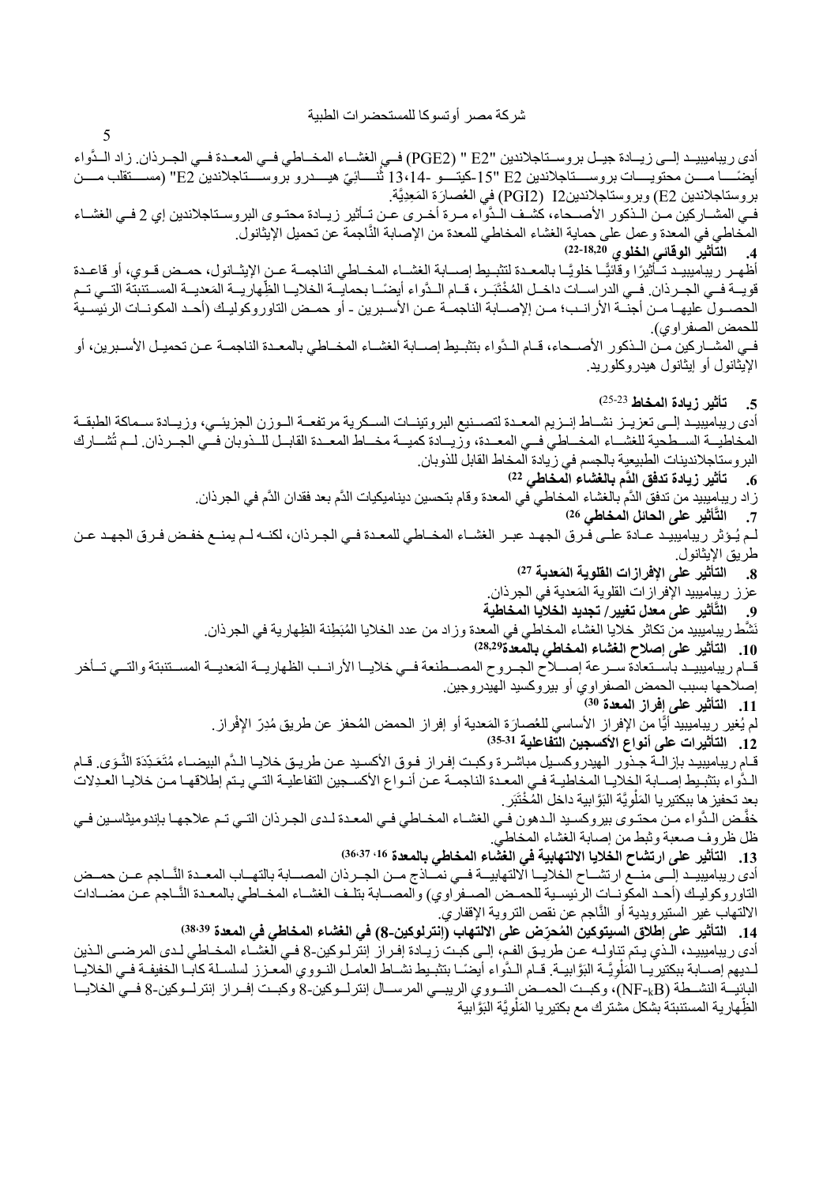أدى ريباميبيد إلى زيادة جيل بروستاجلاندين "E2 " (PGE2) في الغشاء المخاطي في المعدة في الجرذان. زاد الدَّواء أيضًا من محتويات بروستاجلاندين E2 "15-كيتو -13،14- ثُنائيّ هيدرو بروستاجلاندين E2" (مستقلب من بروستاجلاندين E2) وبروستاجلاندينI2 (PGI2) في العُصارة المَعِديَّة.

في المشاركين من الذكور الأصحاء، كشف الدَّواء مرة أخرى عن تأثير زيادة محتوى البروستاجلاندين إي 2 في الغشاء المخاطي في المعدة وعمل على حماية الغشاء المخاطي للمعدة من الإصابة النَّاجمة عن تحميل الإيثانول.

### 4. التَّأثير الوقائي الخلوي [18,20,(22-18)]

أظهر ريباميبيد تأثيرًا وقائيًّا خلويًّا بالمعدة لتثبيط إصابة الغشاء المخاطي الناجمة عن الإيثانول، حمض قوي، أو قاعدة قوية في الجرذان. في الدراسات داخل المُختَبَر، قام الدَّواء أيضًا بحماية الخلايا الظِّهارية المَعدية المستنبتة التي تم الحصول عليها من أجنة الأرانب؛ من الإصابة الناجمة عن الأسبرين - أو حمض التاوروكوليك (أحد المكونات الرئيسية للحمض الصفراوي).

في المشاركين من الذكور الأصحاء، قام الدَّواء بتثبيط إصابة الغشاء المخاطي بالمعدة الناجمة عن تحميل الأسبرين، أو الإيثانول أو إيثانول هيدروكلوريد.

### 5. تأثير زيادة المخاط [25-23]

أدى ريباميبيد إلى تعزيز نشاط إنزيم المعدة لتصنيع البروتينات السكرية مرتفعة الوزن الجزيئي، وزيادة سماكة الطبقة المخاطية السطحية للغشاء المخاطي في المعدة، وزيادة كمية مخاط المعدة القابل للذوبان في الجرذان. لم تُشارك البروستاجلاندينات الطبيعية بالجسم في زيادة المخاط القابل للذوبان.

### 6. تأثير زيادة تدفق الدَّم بالغشاء المخاطي [22]

زاد ريباميبيد من تدفق الدَّم بالغشاء المخاطي في المعدة وقام بتحسين ديناميكيات الدَّم بعد فقدان الدَّم في الجرذان.

### 7. التَّأثير على الحائل المخاطي [26]

لم يُؤثر ريباميبيد عادة على فرق الجهد عبر الغشاء المخاطي للمعدة في الجرذان، لكنه لم يمنع خفض فرق الجهد عن طريق الإيثانول.

### 8. التَّأثير على الإفرازات القلوية المَعدية [27]

عزز ريباميبيد الإفرازات القلوية المَعدية في الجرذان.

### 9. التَّأثير على معدل تغيير/ تجديد الخلايا المخاطية

نشَّط ريباميبيد من تكاثر خلايا الغشاء المخاطي في المعدة وزاد من عدد الخلايا المُبَطِنة الظِهارية في الجرذان.

### 10. التَّأثير على إصلاح الغشاء المخاطي بالمعدة[28,29]

قام ريباميبيد باستعادة سرعة إصلاح الجروح المصطنعة في خلايا الأرانب الظهارية المَعدية المستنبتة والتي تأخر إصلاحها بسبب الحمض الصفراوي أو بيروكسيد الهيدروجين.

### 11. التَّأثير على إفراز المعدة [30]

لم يُغير ريباميبيد أيًّا من الإفراز الأساسي للعُصارَة المَعدية أو إفراز الحمض المُحفز عن طريق مُدرّ الإفْراز.

### 12. التَّأثيرات على أنواع الأكسجين التفاعلية [35-31]

قام ريباميبيد بإزالة جذور الهيدروكسيل مباشرة وكبت إفراز فوق الأكسيد عن طريق خلايا الدَّم البيضاء مُتَعَدِّدَة النَّوَى. قام الدَّواء بتثبيط إصابة الخلايا المخاطية في المعدة الناجمة عن أنواع الأكسجين التفاعلية التي يتم إطلاقها من خلايا العدِلات بعد تحفيزها ببكتيريا المَلْوِيَّة البَوَّابية داخل المُخْتَبَر.

خفَّض الدَّواء من محتوى بيروكسيد الدهون في الغشاء المخاطي في المعدة لدى الجرذان التي تم علاجها بإندوميثاسين في ظل ظروف صعبة وثبط من إصابة الغشاء المخاطي.

### 13. التَّأثير على ارتشاح الخلايا الالتهابية في الغشاء المخاطي بالمعدة [16، 37،(36)]

أدى ريباميبيد إلى منع ارتشاح الخلايا الالتهابية في نماذج من الجرذان المصابة بالتهاب المعدة النَّاجم عن حمض التاوروكوليك (أحد المكونات الرئيسية للحمض الصفراوي) والمصابة بتلف الغشاء المخاطي بالمعدة النَّاجم عن مضادات الالتهاب غير الستيرويدية أو النَّاجم عن نقص التروية الإقفاري.

### 14. التَّأثير على إطلاق السيتوكين المُحرّض على الالتهاب (إنترلوكين-8) في الغشاء المخاطي في المعدة [38،39]

أدى ريباميبيد، الذي يتم تناوله عن طريق الفم، إلى كبت زيادة إفراز إنترلوكين-8 في الغشاء المخاطي لدى المرضى الذين لديهم إصابة ببكتيريا المَلْوِيَّة البَوَّابية. قام الدَّواء أيضًا بتثبيط نشاط العامل النووي المعزز لسلسلة كابا الخفيفة في الخلايا البائية النشطة ($NF\text{-}_kB$)، وكبت الحمض النووي الريبي المرسال إنترلوكين-8 وكبت إفراز إنترلوكين-8 في الخلايا الظِّهارية المستنبتة بشكل مشترك مع بكتيريا المَلْوِيَّة البَوَّابية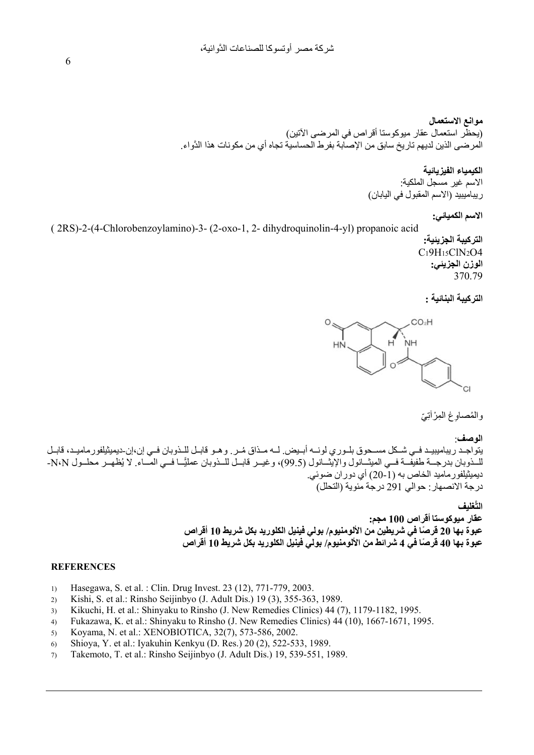**موانع الاستعمال**

(يحظر استعمال عقار ميوكوستا أقراص في المرضى الآتين)
المرضى الذين لديهم تاريخ سابق من الإصابة بفرط الحساسية تجاه أي من مكونات هذا الدَّواء.

**الكيمياء الفيزيائية**

الاسم غير مسجل الملكية:
ريباميبيد (الاسم المقبول في اليابان)

**الاسم الكيميائي:**

( 2RS)-2-(4-Chlorobenzoylamino)-3- (2-oxo-1, 2- dihydroquinolin-4-yl) propanoic acid

**التركيبة الجزيئية:**

$C_{19}H_{15}ClN_2O_4$

**الوزن الجزيئي:**

370.79

**التركيبة البنائية :**

والمُصاوِغ المِرْآتِيّ

**الوصف**:

يتواجد ريباميبيد في شكل مسحوق بلوري لونه أبيض. له مذاق مُر. وهو قابل للذوبان في إن،إن-ديميثيلفورماميد، قابل للذوبان بدرجة طفيفة في الميثانول والإيثانول (99.5)، وغير قابل للذوبان عمليًّا في الماء. لا يُظهر محلول N،N-ديميثيلفورماميد الخاص به (1-20) أي دوران ضوئي.
درجة الانصهار: حوالي 291 درجة مئوية (التحلل)

**التَّغليف**

**عقار ميوكوستا أقراص 100 مجم:**
**عبوة بها 20 قرصًا في شريطين من الألومنيوم/ بولي فينيل الكلوريد بكل شريط 10 أقراص**
**عبوة بها 40 قرصًا في 4 شرائط من الألومنيوم/ بولي فينيل الكلوريد بكل شريط 10 أقراص**

**REFERENCES**

1) Hasegawa, S. et al. : Clin. Drug Invest. 23 (12), 771-779, 2003.
2) Kishi, S. et al.: Rinsho Seijinbyo (J. Adult Dis.) 19 (3), 355-363, 1989.
3) Kikuchi, H. et al.: Shinyaku to Rinsho (J. New Remedies Clinics) 44 (7), 1179-1182, 1995.
4) Fukazawa, K. et al.: Shinyaku to Rinsho (J. New Remedies Clinics) 44 (10), 1667-1671, 1995.
5) Koyama, N. et al.: XENOBIOTICA, 32(7), 573-586, 2002.
6) Shioya, Y. et al.: Iyakuhin Kenkyu (D. Res.) 20 (2), 522-533, 1989.
7) Takemoto, T. et al.: Rinsho Seijinbyo (J. Adult Dis.) 19, 539-551, 1989.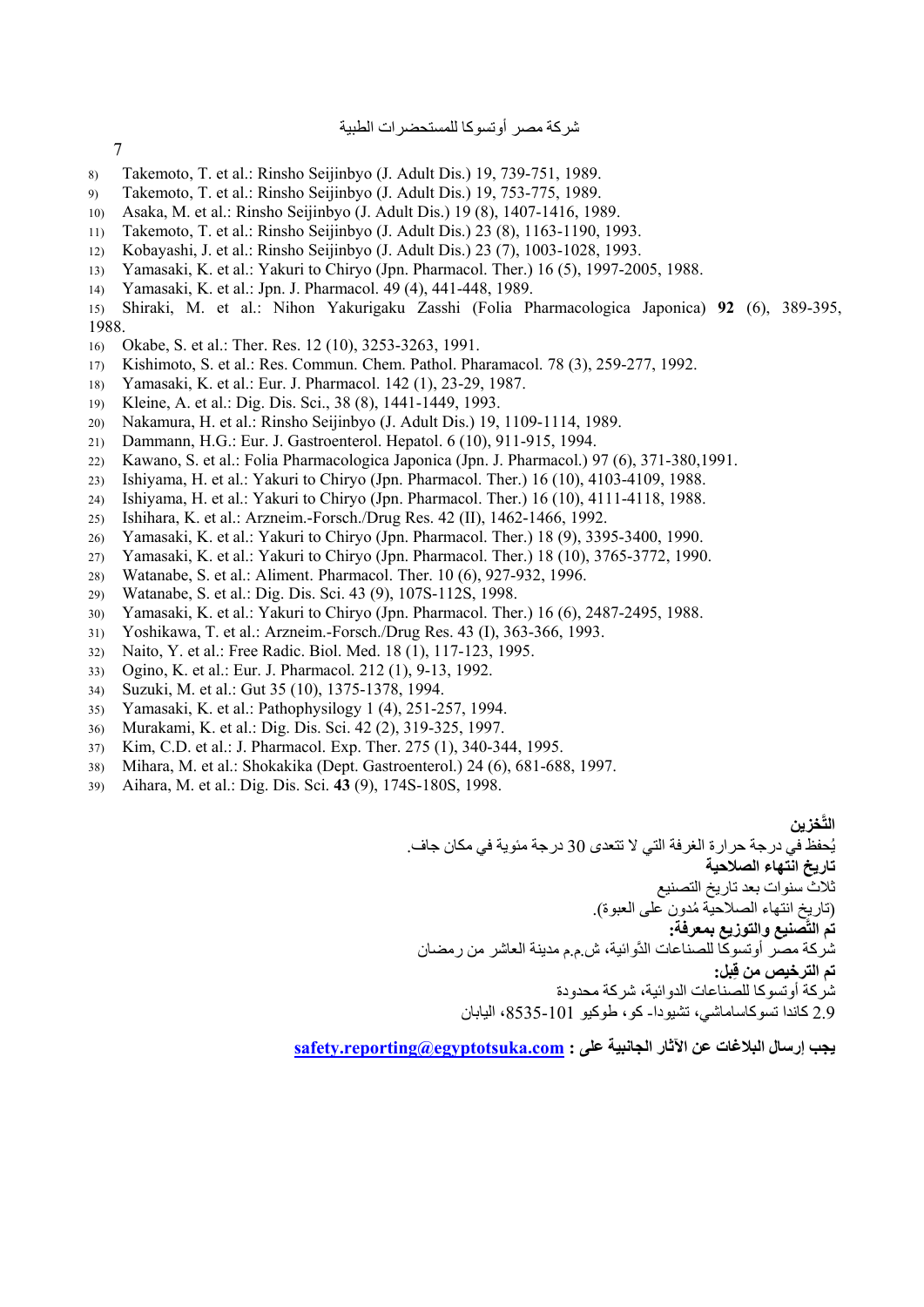8) Takemoto, T. et al.: Rinsho Seijinbyo (J. Adult Dis.) 19, 739-751, 1989.
9) Takemoto, T. et al.: Rinsho Seijinbyo (J. Adult Dis.) 19, 753-775, 1989.
10) Asaka, M. et al.: Rinsho Seijinbyo (J. Adult Dis.) 19 (8), 1407-1416, 1989.
11) Takemoto, T. et al.: Rinsho Seijinbyo (J. Adult Dis.) 23 (8), 1163-1190, 1993.
12) Kobayashi, J. et al.: Rinsho Seijinbyo (J. Adult Dis.) 23 (7), 1003-1028, 1993.
13) Yamasaki, K. et al.: Yakuri to Chiryo (Jpn. Pharmacol. Ther.) 16 (5), 1997-2005, 1988.
14) Yamasaki, K. et al.: Jpn. J. Pharmacol. 49 (4), 441-448, 1989.
15) Shiraki, M. et al.: Nihon Yakurigaku Zasshi (Folia Pharmacologica Japonica) **92** (6), 389-395, 1988.
16) Okabe, S. et al.: Ther. Res. 12 (10), 3253-3263, 1991.
17) Kishimoto, S. et al.: Res. Commun. Chem. Pathol. Pharamacol. 78 (3), 259-277, 1992.
18) Yamasaki, K. et al.: Eur. J. Pharmacol. 142 (1), 23-29, 1987.
19) Kleine, A. et al.: Dig. Dis. Sci., 38 (8), 1441-1449, 1993.
20) Nakamura, H. et al.: Rinsho Seijinbyo (J. Adult Dis.) 19, 1109-1114, 1989.
21) Dammann, H.G.: Eur. J. Gastroenterol. Hepatol. 6 (10), 911-915, 1994.
22) Kawano, S. et al.: Folia Pharmacologica Japonica (Jpn. J. Pharmacol.) 97 (6), 371-380,1991.
23) Ishiyama, H. et al.: Yakuri to Chiryo (Jpn. Pharmacol. Ther.) 16 (10), 4103-4109, 1988.
24) Ishiyama, H. et al.: Yakuri to Chiryo (Jpn. Pharmacol. Ther.) 16 (10), 4111-4118, 1988.
25) Ishihara, K. et al.: Arzneim.-Forsch./Drug Res. 42 (II), 1462-1466, 1992.
26) Yamasaki, K. et al.: Yakuri to Chiryo (Jpn. Pharmacol. Ther.) 18 (9), 3395-3400, 1990.
27) Yamasaki, K. et al.: Yakuri to Chiryo (Jpn. Pharmacol. Ther.) 18 (10), 3765-3772, 1990.
28) Watanabe, S. et al.: Aliment. Pharmacol. Ther. 10 (6), 927-932, 1996.
29) Watanabe, S. et al.: Dig. Dis. Sci. 43 (9), 107S-112S, 1998.
30) Yamasaki, K. et al.: Yakuri to Chiryo (Jpn. Pharmacol. Ther.) 16 (6), 2487-2495, 1988.
31) Yoshikawa, T. et al.: Arzneim.-Forsch./Drug Res. 43 (I), 363-366, 1993.
32) Naito, Y. et al.: Free Radic. Biol. Med. 18 (1), 117-123, 1995.
33) Ogino, K. et al.: Eur. J. Pharmacol. 212 (1), 9-13, 1992.
34) Suzuki, M. et al.: Gut 35 (10), 1375-1378, 1994.
35) Yamasaki, K. et al.: Pathophysilogy 1 (4), 251-257, 1994.
36) Murakami, K. et al.: Dig. Dis. Sci. 42 (2), 319-325, 1997.
37) Kim, C.D. et al.: J. Pharmacol. Exp. Ther. 275 (1), 340-344, 1995.
38) Mihara, M. et al.: Shokakika (Dept. Gastroenterol.) 24 (6), 681-688, 1997.
39) Aihara, M. et al.: Dig. Dis. Sci. **43** (9), 174S-180S, 1998.

**التَّخزين**

يُحفظ في درجة حرارة الغرفة التي لا تتعدى 30 درجة مئوية في مكان جاف.

**تاريخ انتهاء الصلاحية**

ثلاث سنوات بعد تاريخ التصنيع

(تاريخ انتهاء الصلاحية مُدون على العبوة).

**تم التَّصنيع والتوزيع بمعرفة:**

شركة مصر أوتسوكا للصناعات الدَّوائية، ش.م.م مدينة العاشر من رمضان

**تم الترخيص من قِبل:**

شركة أوتسوكا للصناعات الدوائية، شركة محدودة

2.9 كاندا تسوكاساماشي، تشيودا- كو، طوكيو 101-8535، اليابان

**يجب إرسال البلاغات عن الآثار الجانبية على :** safety.reporting@egyptotsuka.com